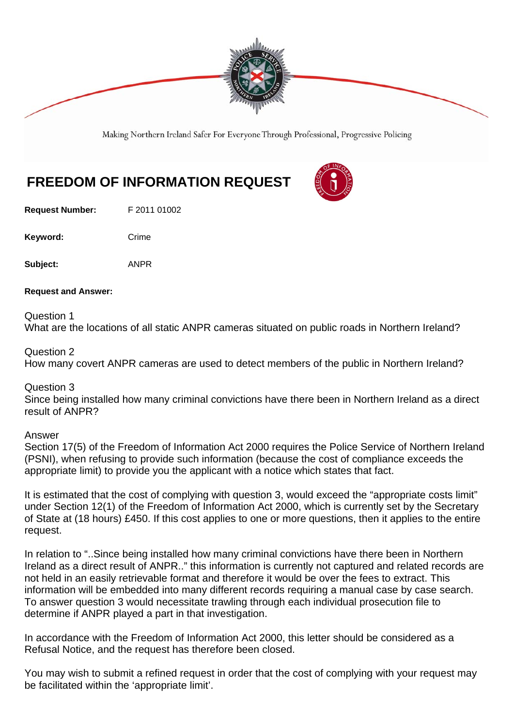Making Northern Ireland Safer For Everyone Through Professional, Progressive Policing

# FREEDOM OF INFORMATION REQUEST

**Request Number:** F 2011 01002

**Keyword:** Crime

**Subject:** ANPR

**Request and Answer:**

Question 1
What are the locations of all static ANPR cameras situated on public roads in Northern Ireland?

Question 2
How many covert ANPR cameras are used to detect members of the public in Northern Ireland?

Question 3
Since being installed how many criminal convictions have there been in Northern Ireland as a direct result of ANPR?

Answer
Section 17(5) of the Freedom of Information Act 2000 requires the Police Service of Northern Ireland (PSNI), when refusing to provide such information (because the cost of compliance exceeds the appropriate limit) to provide you the applicant with a notice which states that fact.

It is estimated that the cost of complying with question 3, would exceed the "appropriate costs limit" under Section 12(1) of the Freedom of Information Act 2000, which is currently set by the Secretary of State at (18 hours) £450. If this cost applies to one or more questions, then it applies to the entire request.

In relation to "..Since being installed how many criminal convictions have there been in Northern Ireland as a direct result of ANPR.." this information is currently not captured and related records are not held in an easily retrievable format and therefore it would be over the fees to extract. This information will be embedded into many different records requiring a manual case by case search. To answer question 3 would necessitate trawling through each individual prosecution file to determine if ANPR played a part in that investigation.

In accordance with the Freedom of Information Act 2000, this letter should be considered as a Refusal Notice, and the request has therefore been closed.

You may wish to submit a refined request in order that the cost of complying with your request may be facilitated within the 'appropriate limit'.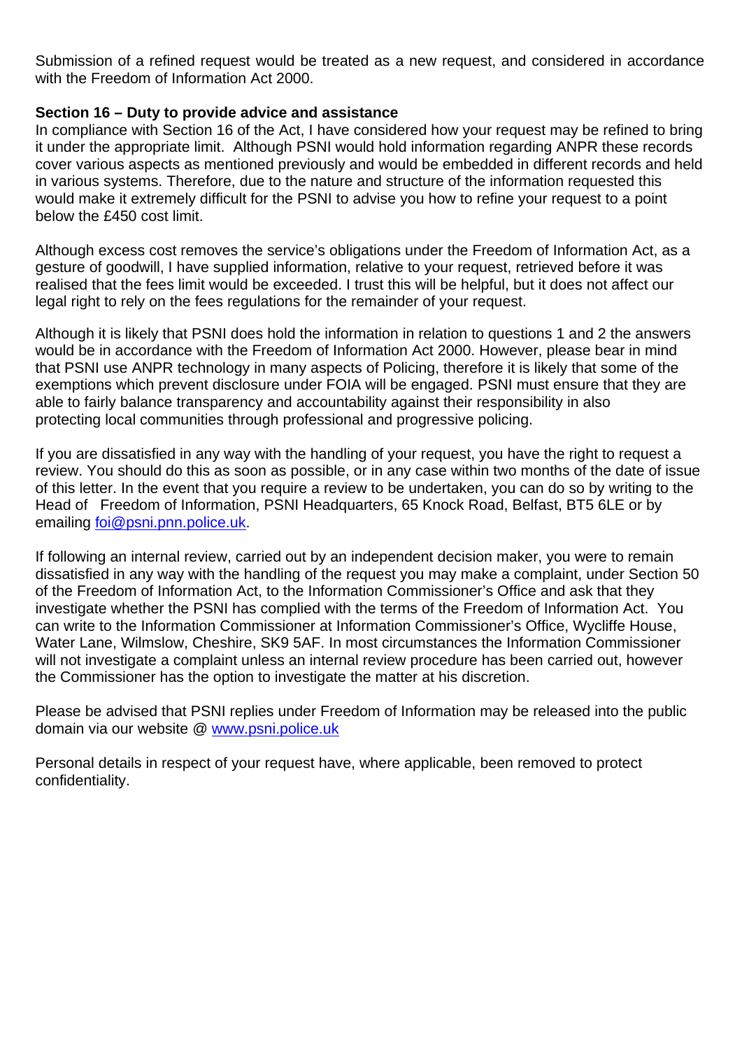Submission of a refined request would be treated as a new request, and considered in accordance with the Freedom of Information Act 2000.

**Section 16 – Duty to provide advice and assistance**

In compliance with Section 16 of the Act, I have considered how your request may be refined to bring it under the appropriate limit. Although PSNI would hold information regarding ANPR these records cover various aspects as mentioned previously and would be embedded in different records and held in various systems. Therefore, due to the nature and structure of the information requested this would make it extremely difficult for the PSNI to advise you how to refine your request to a point below the £450 cost limit.

Although excess cost removes the service's obligations under the Freedom of Information Act, as a gesture of goodwill, I have supplied information, relative to your request, retrieved before it was realised that the fees limit would be exceeded. I trust this will be helpful, but it does not affect our legal right to rely on the fees regulations for the remainder of your request.

Although it is likely that PSNI does hold the information in relation to questions 1 and 2 the answers would be in accordance with the Freedom of Information Act 2000. However, please bear in mind that PSNI use ANPR technology in many aspects of Policing, therefore it is likely that some of the exemptions which prevent disclosure under FOIA will be engaged. PSNI must ensure that they are able to fairly balance transparency and accountability against their responsibility in also protecting local communities through professional and progressive policing.

If you are dissatisfied in any way with the handling of your request, you have the right to request a review. You should do this as soon as possible, or in any case within two months of the date of issue of this letter. In the event that you require a review to be undertaken, you can do so by writing to the Head of Freedom of Information, PSNI Headquarters, 65 Knock Road, Belfast, BT5 6LE or by emailing foi@psni.pnn.police.uk.

If following an internal review, carried out by an independent decision maker, you were to remain dissatisfied in any way with the handling of the request you may make a complaint, under Section 50 of the Freedom of Information Act, to the Information Commissioner's Office and ask that they investigate whether the PSNI has complied with the terms of the Freedom of Information Act. You can write to the Information Commissioner at Information Commissioner's Office, Wycliffe House, Water Lane, Wilmslow, Cheshire, SK9 5AF. In most circumstances the Information Commissioner will not investigate a complaint unless an internal review procedure has been carried out, however the Commissioner has the option to investigate the matter at his discretion.

Please be advised that PSNI replies under Freedom of Information may be released into the public domain via our website @ www.psni.police.uk

Personal details in respect of your request have, where applicable, been removed to protect confidentiality.